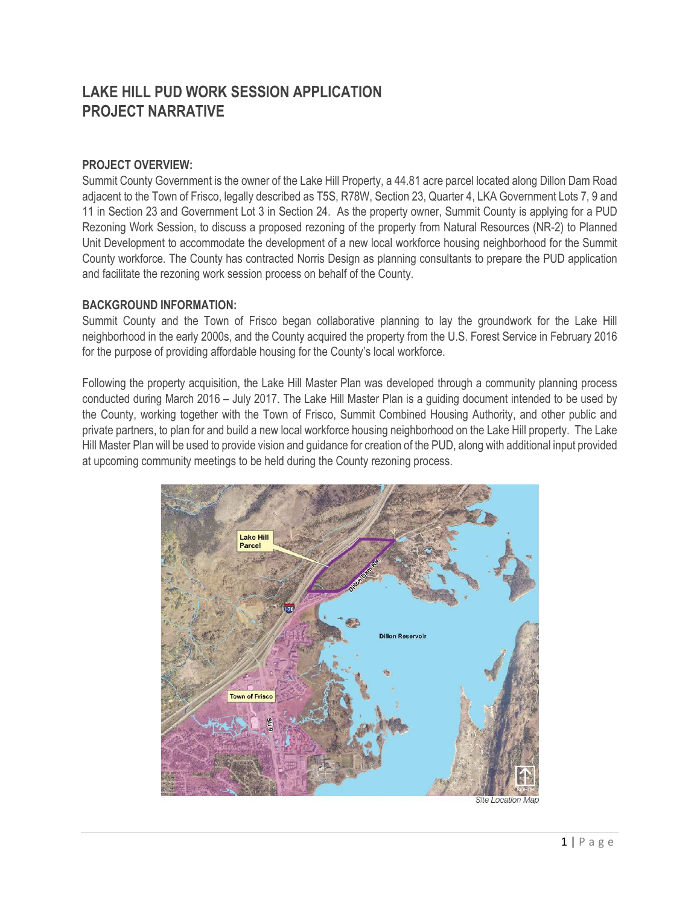# LAKE HILL PUD WORK SESSION APPLICATION
# PROJECT NARRATIVE

## PROJECT OVERVIEW:

Summit County Government is the owner of the Lake Hill Property, a 44.81 acre parcel located along Dillon Dam Road adjacent to the Town of Frisco, legally described as T5S, R78W, Section 23, Quarter 4, LKA Government Lots 7, 9 and 11 in Section 23 and Government Lot 3 in Section 24. As the property owner, Summit County is applying for a PUD Rezoning Work Session, to discuss a proposed rezoning of the property from Natural Resources (NR-2) to Planned Unit Development to accommodate the development of a new local workforce housing neighborhood for the Summit County workforce. The County has contracted Norris Design as planning consultants to prepare the PUD application and facilitate the rezoning work session process on behalf of the County.

## BACKGROUND INFORMATION:

Summit County and the Town of Frisco began collaborative planning to lay the groundwork for the Lake Hill neighborhood in the early 2000s, and the County acquired the property from the U.S. Forest Service in February 2016 for the purpose of providing affordable housing for the County's local workforce.

Following the property acquisition, the Lake Hill Master Plan was developed through a community planning process conducted during March 2016 – July 2017. The Lake Hill Master Plan is a guiding document intended to be used by the County, working together with the Town of Frisco, Summit Combined Housing Authority, and other public and private partners, to plan for and build a new local workforce housing neighborhood on the Lake Hill property. The Lake Hill Master Plan will be used to provide vision and guidance for creation of the PUD, along with additional input provided at upcoming community meetings to be held during the County rezoning process.

*Site Location Map*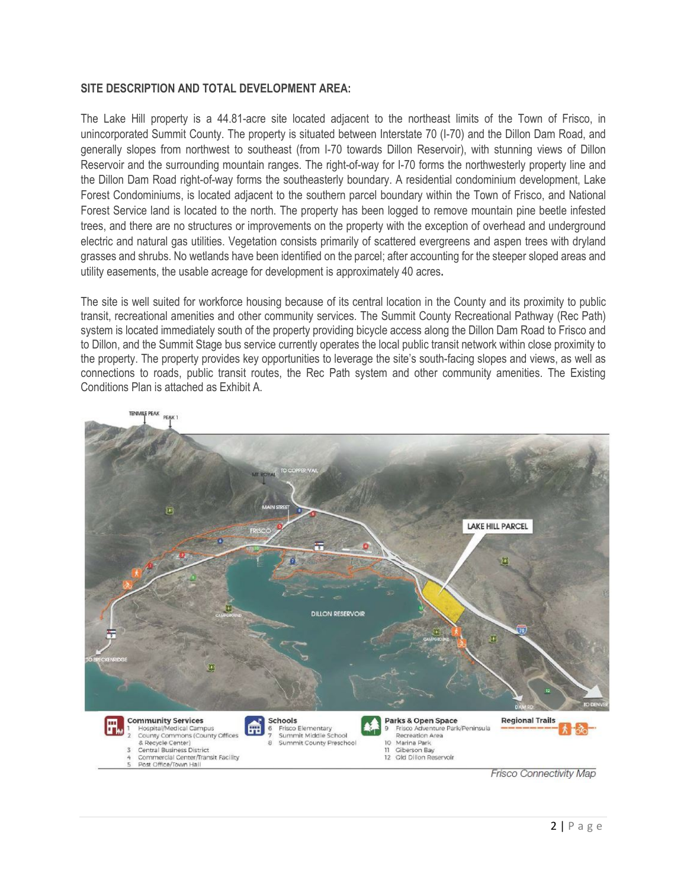**SITE DESCRIPTION AND TOTAL DEVELOPMENT AREA:**

The Lake Hill property is a 44.81-acre site located adjacent to the northeast limits of the Town of Frisco, in unincorporated Summit County. The property is situated between Interstate 70 (I-70) and the Dillon Dam Road, and generally slopes from northwest to southeast (from I-70 towards Dillon Reservoir), with stunning views of Dillon Reservoir and the surrounding mountain ranges. The right-of-way for I-70 forms the northwesterly property line and the Dillon Dam Road right-of-way forms the southeasterly boundary. A residential condominium development, Lake Forest Condominiums, is located adjacent to the southern parcel boundary within the Town of Frisco, and National Forest Service land is located to the north. The property has been logged to remove mountain pine beetle infested trees, and there are no structures or improvements on the property with the exception of overhead and underground electric and natural gas utilities. Vegetation consists primarily of scattered evergreens and aspen trees with dryland grasses and shrubs. No wetlands have been identified on the parcel; after accounting for the steeper sloped areas and utility easements, the usable acreage for development is approximately 40 acres**.**

The site is well suited for workforce housing because of its central location in the County and its proximity to public transit, recreational amenities and other community services. The Summit County Recreational Pathway (Rec Path) system is located immediately south of the property providing bicycle access along the Dillon Dam Road to Frisco and to Dillon, and the Summit Stage bus service currently operates the local public transit network within close proximity to the property. The property provides key opportunities to leverage the site's south-facing slopes and views, as well as connections to roads, public transit routes, the Rec Path system and other community amenities. The Existing Conditions Plan is attached as Exhibit A.

**Community Services**
1. Hospital/Medical Campus
2. County Commons (County Offices & Recycle Center)
3. Central Business District
4. Commercial Center/Transit Facility
5. Post Office/Town Hall

**Schools**
6. Frisco Elementary
7. Summit Middle School
8. Summit County Preschool

**Parks & Open Space**
9. Frisco Adventure Park/Peninsula Recreation Area
10. Marina Park
11. Giberson Bay
12. Old Dillon Reservoir

**Regional Trails**

*Frisco Connectivity Map*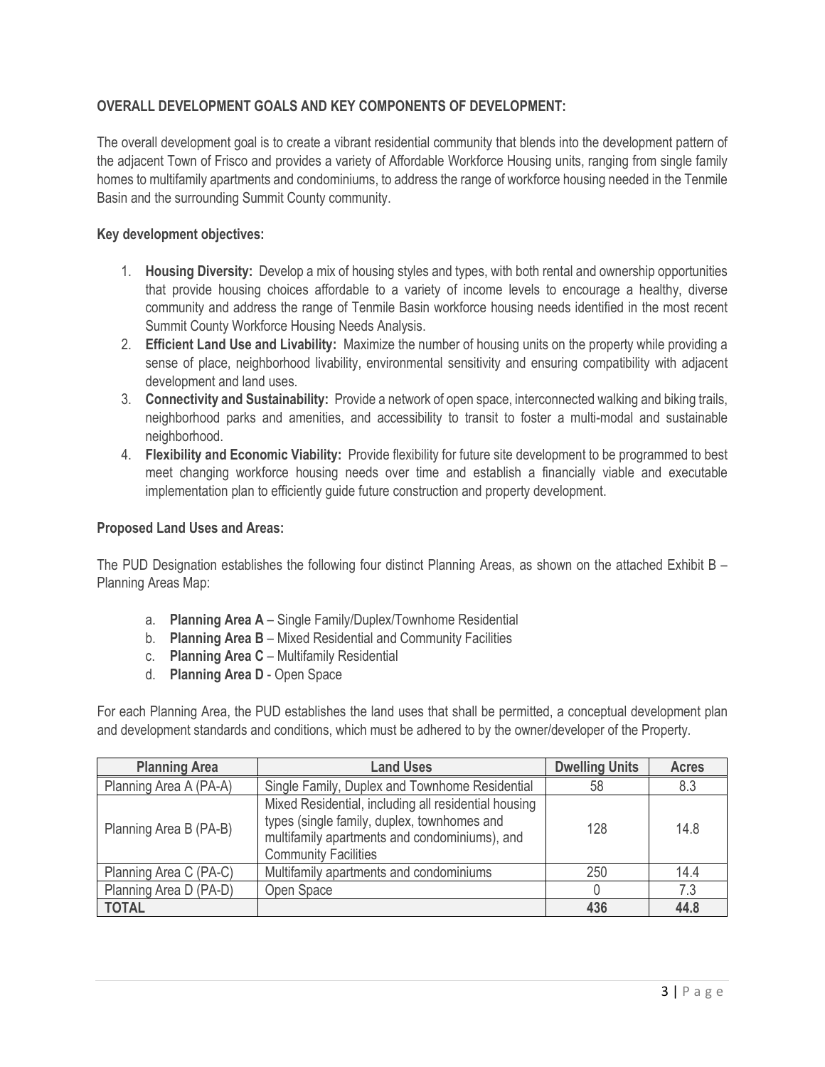**OVERALL DEVELOPMENT GOALS AND KEY COMPONENTS OF DEVELOPMENT:**

The overall development goal is to create a vibrant residential community that blends into the development pattern of the adjacent Town of Frisco and provides a variety of Affordable Workforce Housing units, ranging from single family homes to multifamily apartments and condominiums, to address the range of workforce housing needed in the Tenmile Basin and the surrounding Summit County community.

**Key development objectives:**

1. **Housing Diversity:** Develop a mix of housing styles and types, with both rental and ownership opportunities that provide housing choices affordable to a variety of income levels to encourage a healthy, diverse community and address the range of Tenmile Basin workforce housing needs identified in the most recent Summit County Workforce Housing Needs Analysis.
2. **Efficient Land Use and Livability:** Maximize the number of housing units on the property while providing a sense of place, neighborhood livability, environmental sensitivity and ensuring compatibility with adjacent development and land uses.
3. **Connectivity and Sustainability:** Provide a network of open space, interconnected walking and biking trails, neighborhood parks and amenities, and accessibility to transit to foster a multi-modal and sustainable neighborhood.
4. **Flexibility and Economic Viability:** Provide flexibility for future site development to be programmed to best meet changing workforce housing needs over time and establish a financially viable and executable implementation plan to efficiently guide future construction and property development.

**Proposed Land Uses and Areas:**

The PUD Designation establishes the following four distinct Planning Areas, as shown on the attached Exhibit B – Planning Areas Map:

a. **Planning Area A** – Single Family/Duplex/Townhome Residential
b. **Planning Area B** – Mixed Residential and Community Facilities
c. **Planning Area C** – Multifamily Residential
d. **Planning Area D** - Open Space

For each Planning Area, the PUD establishes the land uses that shall be permitted, a conceptual development plan and development standards and conditions, which must be adhered to by the owner/developer of the Property.

| Planning Area | Land Uses | Dwelling Units | Acres |
|---|---|---|---|
| Planning Area A (PA-A) | Single Family, Duplex and Townhome Residential | 58 | 8.3 |
| Planning Area B (PA-B) | Mixed Residential, including all residential housing types (single family, duplex, townhomes and multifamily apartments and condominiums), and Community Facilities | 128 | 14.8 |
| Planning Area C (PA-C) | Multifamily apartments and condominiums | 250 | 14.4 |
| Planning Area D (PA-D) | Open Space | 0 | 7.3 |
| **TOTAL** | | **436** | **44.8** |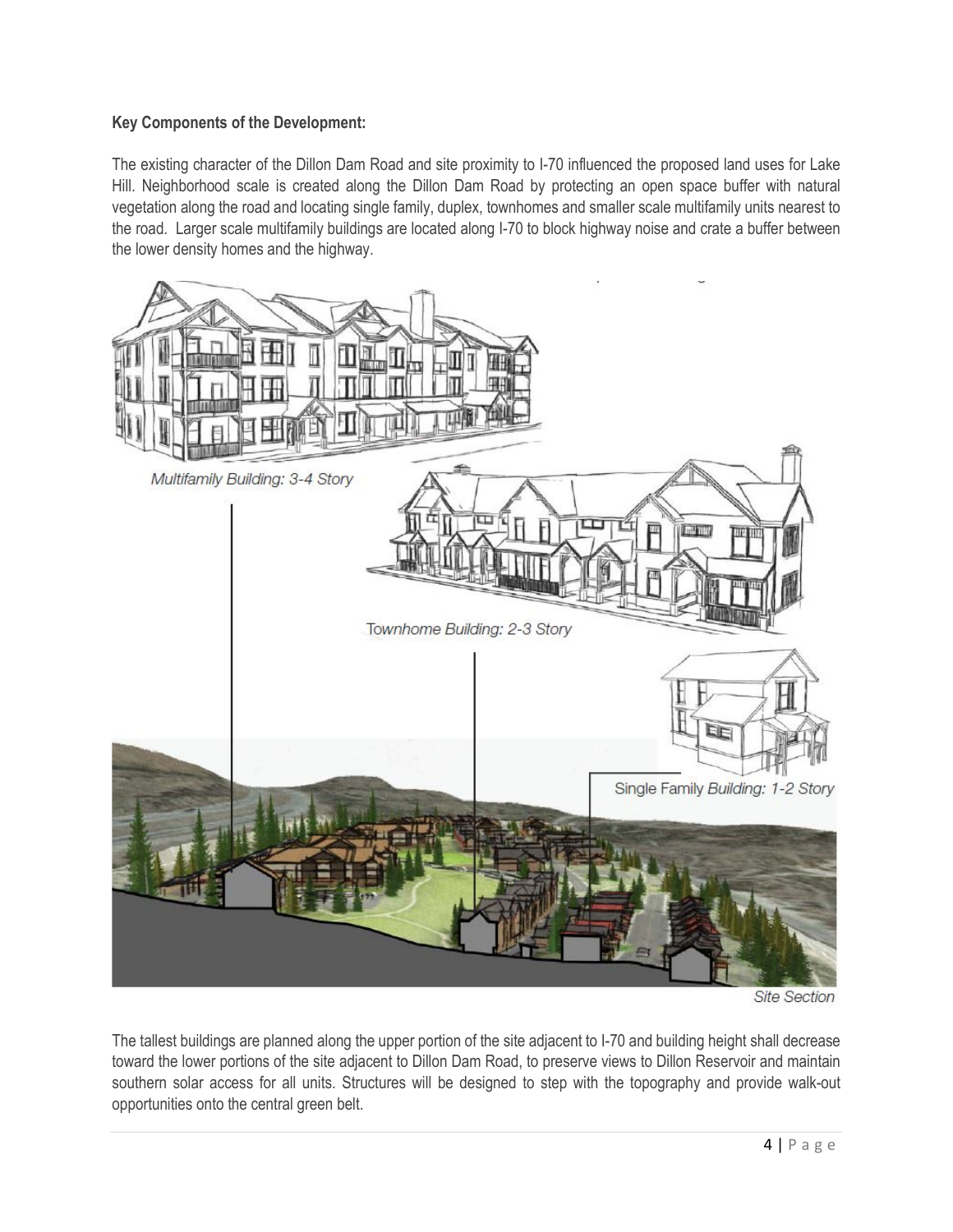**Key Components of the Development:**

The existing character of the Dillon Dam Road and site proximity to I-70 influenced the proposed land uses for Lake Hill. Neighborhood scale is created along the Dillon Dam Road by protecting an open space buffer with natural vegetation along the road and locating single family, duplex, townhomes and smaller scale multifamily units nearest to the road. Larger scale multifamily buildings are located along I-70 to block highway noise and crate a buffer between the lower density homes and the highway.

*Multifamily Building: 3-4 Story*

*Townhome Building: 2-3 Story*

Single Family *Building: 1-2 Story*

*Site Section*

The tallest buildings are planned along the upper portion of the site adjacent to I-70 and building height shall decrease toward the lower portions of the site adjacent to Dillon Dam Road, to preserve views to Dillon Reservoir and maintain southern solar access for all units. Structures will be designed to step with the topography and provide walk-out opportunities onto the central green belt.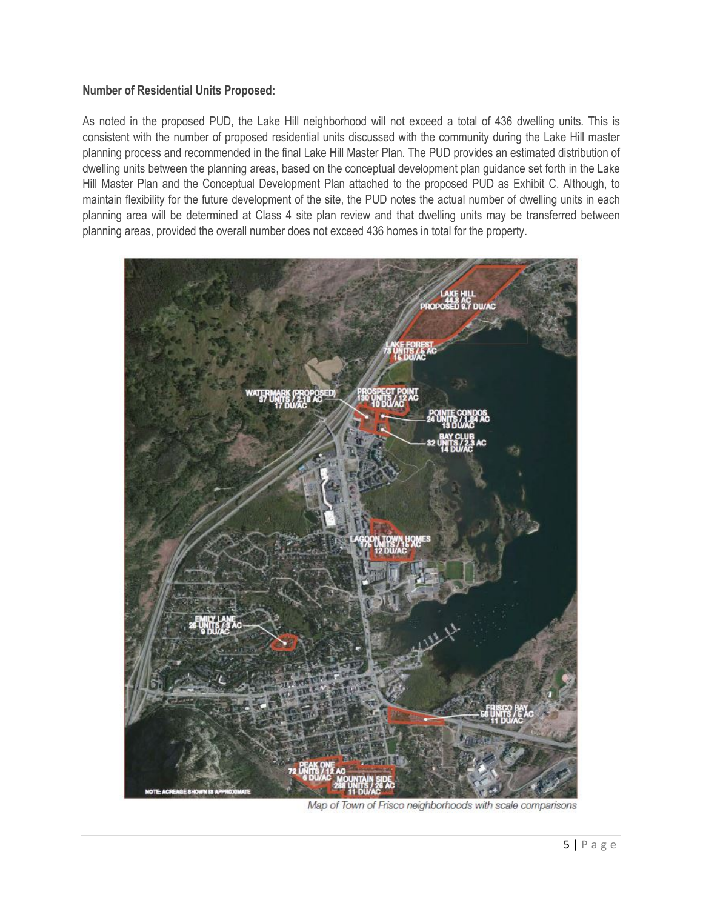**Number of Residential Units Proposed:**

As noted in the proposed PUD, the Lake Hill neighborhood will not exceed a total of 436 dwelling units. This is consistent with the number of proposed residential units discussed with the community during the Lake Hill master planning process and recommended in the final Lake Hill Master Plan. The PUD provides an estimated distribution of dwelling units between the planning areas, based on the conceptual development plan guidance set forth in the Lake Hill Master Plan and the Conceptual Development Plan attached to the proposed PUD as Exhibit C. Although, to maintain flexibility for the future development of the site, the PUD notes the actual number of dwelling units in each planning area will be determined at Class 4 site plan review and that dwelling units may be transferred between planning areas, provided the overall number does not exceed 436 homes in total for the property.

*Map of Town of Frisco neighborhoods with scale comparisons*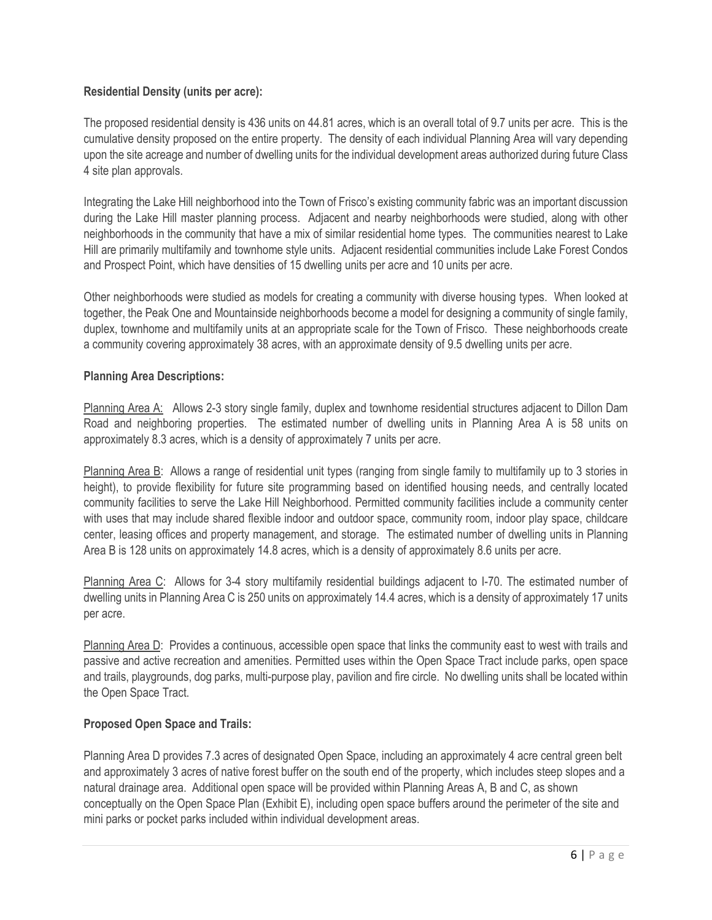**Residential Density (units per acre):**

The proposed residential density is 436 units on 44.81 acres, which is an overall total of 9.7 units per acre. This is the cumulative density proposed on the entire property. The density of each individual Planning Area will vary depending upon the site acreage and number of dwelling units for the individual development areas authorized during future Class 4 site plan approvals.

Integrating the Lake Hill neighborhood into the Town of Frisco's existing community fabric was an important discussion during the Lake Hill master planning process. Adjacent and nearby neighborhoods were studied, along with other neighborhoods in the community that have a mix of similar residential home types. The communities nearest to Lake Hill are primarily multifamily and townhome style units. Adjacent residential communities include Lake Forest Condos and Prospect Point, which have densities of 15 dwelling units per acre and 10 units per acre.

Other neighborhoods were studied as models for creating a community with diverse housing types. When looked at together, the Peak One and Mountainside neighborhoods become a model for designing a community of single family, duplex, townhome and multifamily units at an appropriate scale for the Town of Frisco. These neighborhoods create a community covering approximately 38 acres, with an approximate density of 9.5 dwelling units per acre.

**Planning Area Descriptions:**

Planning Area A: Allows 2-3 story single family, duplex and townhome residential structures adjacent to Dillon Dam Road and neighboring properties. The estimated number of dwelling units in Planning Area A is 58 units on approximately 8.3 acres, which is a density of approximately 7 units per acre.

Planning Area B: Allows a range of residential unit types (ranging from single family to multifamily up to 3 stories in height), to provide flexibility for future site programming based on identified housing needs, and centrally located community facilities to serve the Lake Hill Neighborhood. Permitted community facilities include a community center with uses that may include shared flexible indoor and outdoor space, community room, indoor play space, childcare center, leasing offices and property management, and storage. The estimated number of dwelling units in Planning Area B is 128 units on approximately 14.8 acres, which is a density of approximately 8.6 units per acre.

Planning Area C: Allows for 3-4 story multifamily residential buildings adjacent to I-70. The estimated number of dwelling units in Planning Area C is 250 units on approximately 14.4 acres, which is a density of approximately 17 units per acre.

Planning Area D: Provides a continuous, accessible open space that links the community east to west with trails and passive and active recreation and amenities. Permitted uses within the Open Space Tract include parks, open space and trails, playgrounds, dog parks, multi-purpose play, pavilion and fire circle. No dwelling units shall be located within the Open Space Tract.

**Proposed Open Space and Trails:**

Planning Area D provides 7.3 acres of designated Open Space, including an approximately 4 acre central green belt and approximately 3 acres of native forest buffer on the south end of the property, which includes steep slopes and a natural drainage area. Additional open space will be provided within Planning Areas A, B and C, as shown conceptually on the Open Space Plan (Exhibit E), including open space buffers around the perimeter of the site and mini parks or pocket parks included within individual development areas.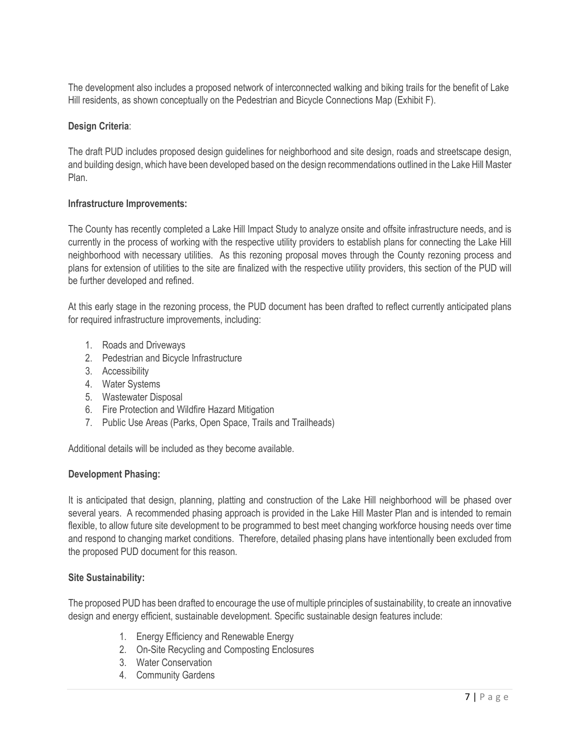The development also includes a proposed network of interconnected walking and biking trails for the benefit of Lake Hill residents, as shown conceptually on the Pedestrian and Bicycle Connections Map (Exhibit F).

**Design Criteria**:

The draft PUD includes proposed design guidelines for neighborhood and site design, roads and streetscape design, and building design, which have been developed based on the design recommendations outlined in the Lake Hill Master Plan.

**Infrastructure Improvements:**

The County has recently completed a Lake Hill Impact Study to analyze onsite and offsite infrastructure needs, and is currently in the process of working with the respective utility providers to establish plans for connecting the Lake Hill neighborhood with necessary utilities. As this rezoning proposal moves through the County rezoning process and plans for extension of utilities to the site are finalized with the respective utility providers, this section of the PUD will be further developed and refined.

At this early stage in the rezoning process, the PUD document has been drafted to reflect currently anticipated plans for required infrastructure improvements, including:

1. Roads and Driveways
2. Pedestrian and Bicycle Infrastructure
3. Accessibility
4. Water Systems
5. Wastewater Disposal
6. Fire Protection and Wildfire Hazard Mitigation
7. Public Use Areas (Parks, Open Space, Trails and Trailheads)

Additional details will be included as they become available.

**Development Phasing:**

It is anticipated that design, planning, platting and construction of the Lake Hill neighborhood will be phased over several years. A recommended phasing approach is provided in the Lake Hill Master Plan and is intended to remain flexible, to allow future site development to be programmed to best meet changing workforce housing needs over time and respond to changing market conditions. Therefore, detailed phasing plans have intentionally been excluded from the proposed PUD document for this reason.

**Site Sustainability:**

The proposed PUD has been drafted to encourage the use of multiple principles of sustainability, to create an innovative design and energy efficient, sustainable development. Specific sustainable design features include:

1. Energy Efficiency and Renewable Energy
2. On-Site Recycling and Composting Enclosures
3. Water Conservation
4. Community Gardens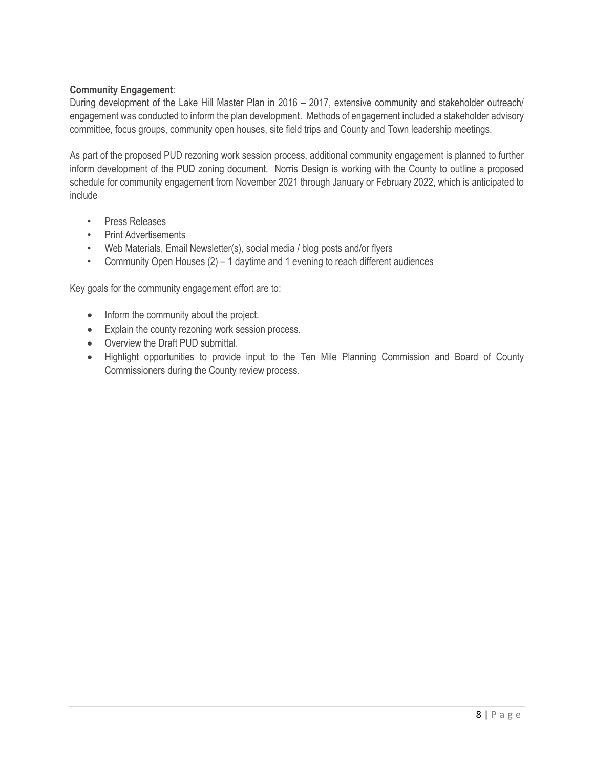**Community Engagement**:

During development of the Lake Hill Master Plan in 2016 – 2017, extensive community and stakeholder outreach/ engagement was conducted to inform the plan development. Methods of engagement included a stakeholder advisory committee, focus groups, community open houses, site field trips and County and Town leadership meetings.

As part of the proposed PUD rezoning work session process, additional community engagement is planned to further inform development of the PUD zoning document. Norris Design is working with the County to outline a proposed schedule for community engagement from November 2021 through January or February 2022, which is anticipated to include

- Press Releases
- Print Advertisements
- Web Materials, Email Newsletter(s), social media / blog posts and/or flyers
- Community Open Houses (2) – 1 daytime and 1 evening to reach different audiences

Key goals for the community engagement effort are to:

- Inform the community about the project.
- Explain the county rezoning work session process.
- Overview the Draft PUD submittal.
- Highlight opportunities to provide input to the Ten Mile Planning Commission and Board of County Commissioners during the County review process.